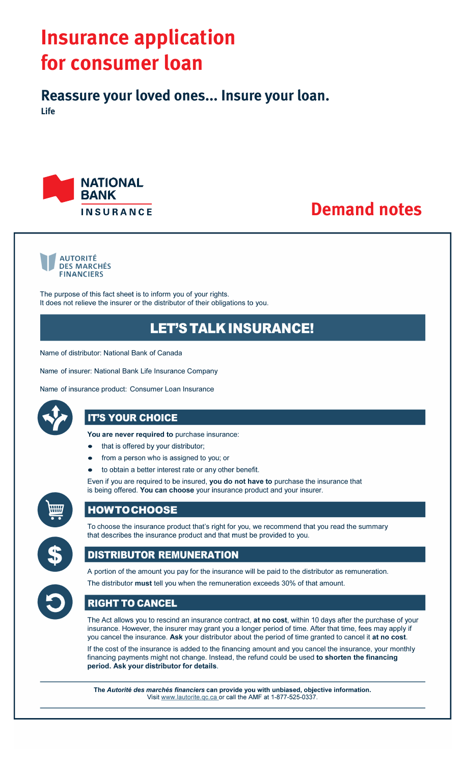# Insurance application for consumer loan

## Reassure your loved ones... Insure your loan.

**Life**

NATIONAL BANK INSURANCE

# Demand notes

AUTORITÉ DES MARCHÉS FINANCIERS

The purpose of this fact sheet is to inform you of your rights.
It does not relieve the insurer or the distributor of their obligations to you.

## LET'S TALK INSURANCE!

Name of distributor: National Bank of Canada

Name of insurer: National Bank Life Insurance Company

Name of insurance product: Consumer Loan Insurance

### IT'S YOUR CHOICE

**You are never required to** purchase insurance:

- that is offered by your distributor;
- from a person who is assigned to you; or
- to obtain a better interest rate or any other benefit.

Even if you are required to be insured, **you do not have to** purchase the insurance that is being offered. **You can choose** your insurance product and your insurer.

### HOW TO CHOOSE

To choose the insurance product that's right for you, we recommend that you read the summary that describes the insurance product and that must be provided to you.

### DISTRIBUTOR REMUNERATION

A portion of the amount you pay for the insurance will be paid to the distributor as remuneration.

The distributor **must** tell you when the remuneration exceeds 30% of that amount.

### RIGHT TO CANCEL

The Act allows you to rescind an insurance contract, **at no cost**, within 10 days after the purchase of your insurance. However, the insurer may grant you a longer period of time. After that time, fees may apply if you cancel the insurance. **Ask** your distributor about the period of time granted to cancel it **at no cost**.

If the cost of the insurance is added to the financing amount and you cancel the insurance, your monthly financing payments might not change. Instead, the refund could be used **to shorten the financing period. Ask your distributor for details**.

---

**The *Autorité des marchés financiers* can provide you with unbiased, objective information.**
Visit www.lautorite.qc.ca or call the AMF at 1-877-525-0337.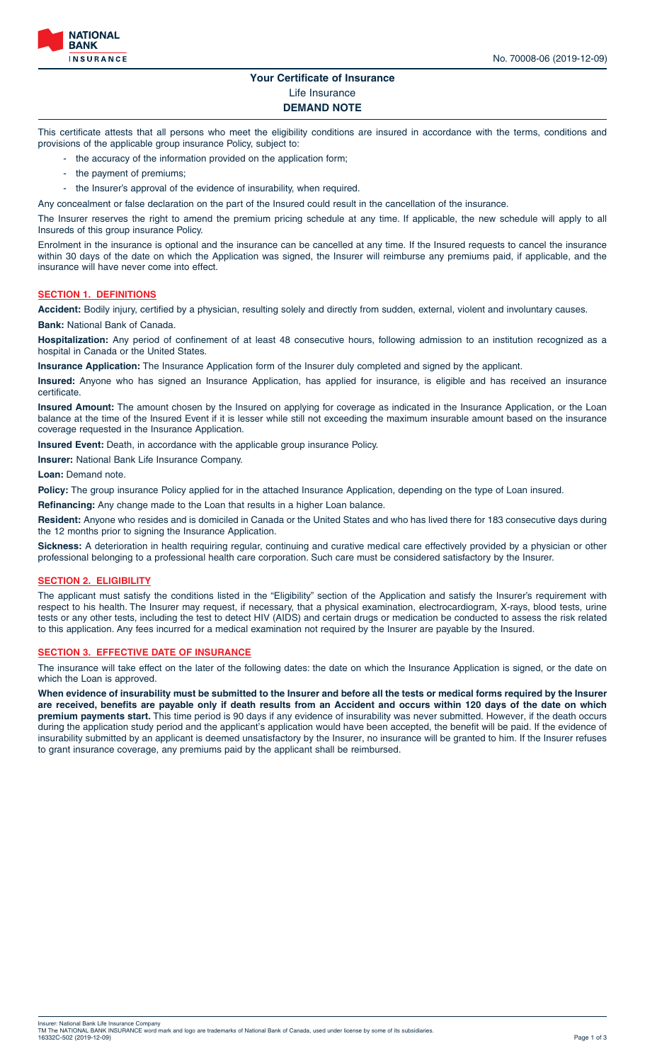# Your Certificate of Insurance

Life Insurance

**DEMAND NOTE**

This certificate attests that all persons who meet the eligibility conditions are insured in accordance with the terms, conditions and provisions of the applicable group insurance Policy, subject to:

- the accuracy of the information provided on the application form;
- the payment of premiums;
- the Insurer's approval of the evidence of insurability, when required.

Any concealment or false declaration on the part of the Insured could result in the cancellation of the insurance.

The Insurer reserves the right to amend the premium pricing schedule at any time. If applicable, the new schedule will apply to all Insureds of this group insurance Policy.

Enrolment in the insurance is optional and the insurance can be cancelled at any time. If the Insured requests to cancel the insurance within 30 days of the date on which the Application was signed, the Insurer will reimburse any premiums paid, if applicable, and the insurance will have never come into effect.

## SECTION 1. DEFINITIONS

**Accident:** Bodily injury, certified by a physician, resulting solely and directly from sudden, external, violent and involuntary causes.

**Bank:** National Bank of Canada.

**Hospitalization:** Any period of confinement of at least 48 consecutive hours, following admission to an institution recognized as a hospital in Canada or the United States.

**Insurance Application:** The Insurance Application form of the Insurer duly completed and signed by the applicant.

**Insured:** Anyone who has signed an Insurance Application, has applied for insurance, is eligible and has received an insurance certificate.

**Insured Amount:** The amount chosen by the Insured on applying for coverage as indicated in the Insurance Application, or the Loan balance at the time of the Insured Event if it is lesser while still not exceeding the maximum insurable amount based on the insurance coverage requested in the Insurance Application.

**Insured Event:** Death, in accordance with the applicable group insurance Policy.

**Insurer:** National Bank Life Insurance Company.

**Loan:** Demand note.

**Policy:** The group insurance Policy applied for in the attached Insurance Application, depending on the type of Loan insured.

**Refinancing:** Any change made to the Loan that results in a higher Loan balance.

**Resident:** Anyone who resides and is domiciled in Canada or the United States and who has lived there for 183 consecutive days during the 12 months prior to signing the Insurance Application.

**Sickness:** A deterioration in health requiring regular, continuing and curative medical care effectively provided by a physician or other professional belonging to a professional health care corporation. Such care must be considered satisfactory by the Insurer.

## SECTION 2. ELIGIBILITY

The applicant must satisfy the conditions listed in the "Eligibility" section of the Application and satisfy the Insurer's requirement with respect to his health. The Insurer may request, if necessary, that a physical examination, electrocardiogram, X-rays, blood tests, urine tests or any other tests, including the test to detect HIV (AIDS) and certain drugs or medication be conducted to assess the risk related to this application. Any fees incurred for a medical examination not required by the Insurer are payable by the Insured.

## SECTION 3. EFFECTIVE DATE OF INSURANCE

The insurance will take effect on the later of the following dates: the date on which the Insurance Application is signed, or the date on which the Loan is approved.

**When evidence of insurability must be submitted to the Insurer and before all the tests or medical forms required by the Insurer are received, benefits are payable only if death results from an Accident and occurs within 120 days of the date on which premium payments start.** This time period is 90 days if any evidence of insurability was never submitted. However, if the death occurs during the application study period and the applicant's application would have been accepted, the benefit will be paid. If the evidence of insurability submitted by an applicant is deemed unsatisfactory by the Insurer, no insurance will be granted to him. If the Insurer refuses to grant insurance coverage, any premiums paid by the applicant shall be reimbursed.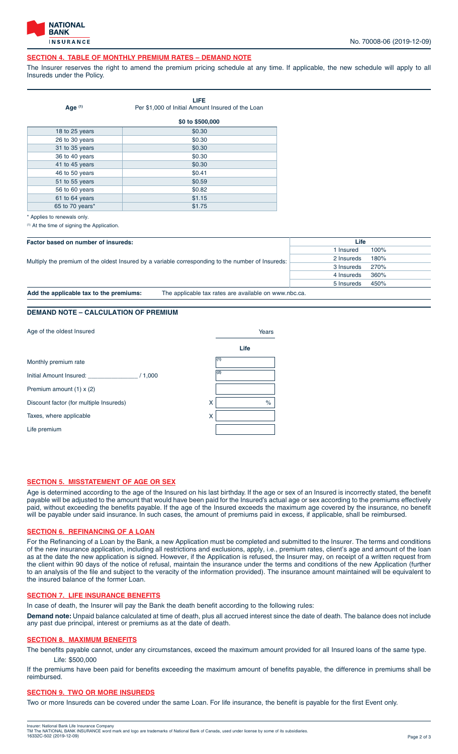## SECTION 4. TABLE OF MONTHLY PREMIUM RATES – DEMAND NOTE

The Insurer reserves the right to amend the premium pricing schedule at any time. If applicable, the new schedule will apply to all Insureds under the Policy.

| Age [(1)] | LIFE Per $1,000 of Initial Amount Insured of the Loan |
|---|---|
| | $0 to $500,000 |
| 18 to 25 years | $0.30 |
| 26 to 30 years | $0.30 |
| 31 to 35 years | $0.30 |
| 36 to 40 years | $0.30 |
| 41 to 45 years | $0.30 |
| 46 to 50 years | $0.41 |
| 51 to 55 years | $0.59 |
| 56 to 60 years | $0.82 |
| 61 to 64 years | $1.15 |
| 65 to 70 years* | $1.75 |

\* Applies to renewals only.

(1) At the time of signing the Application.

| Factor based on number of insureds: | Life | |
|---|---|---|
| Multiply the premium of the oldest Insured by a variable corresponding to the number of Insureds: | 1 Insured | 100% |
| | 2 Insureds | 180% |
| | 3 Insureds | 270% |
| | 4 Insureds | 360% |
| | 5 Insureds | 450% |

**Add the applicable tax to the premiums:** The applicable tax rates are available on www.nbc.ca.

## DEMAND NOTE – CALCULATION OF PREMIUM

| | | Life |
|---|---|---|
| Age of the oldest Insured | | Years |
| Monthly premium rate | | (1) |
| Initial Amount Insured: _______________ / 1,000 | | (2) |
| Premium amount (1) x (2) | | |
| Discount factor (for multiple Insureds) | X | % |
| Taxes, where applicable | X | |
| Life premium | | |

## SECTION 5. MISSTATEMENT OF AGE OR SEX

Age is determined according to the age of the Insured on his last birthday. If the age or sex of an Insured is incorrectly stated, the benefit payable will be adjusted to the amount that would have been paid for the Insured's actual age or sex according to the premiums effectively paid, without exceeding the benefits payable. If the age of the Insured exceeds the maximum age covered by the insurance, no benefit will be payable under said insurance. In such cases, the amount of premiums paid in excess, if applicable, shall be reimbursed.

## SECTION 6. REFINANCING OF A LOAN

For the Refinancing of a Loan by the Bank, a new Application must be completed and submitted to the Insurer. The terms and conditions of the new insurance application, including all restrictions and exclusions, apply, i.e., premium rates, client's age and amount of the loan as at the date the new application is signed. However, if the Application is refused, the Insurer may, on receipt of a written request from the client within 90 days of the notice of refusal, maintain the insurance under the terms and conditions of the new Application (further to an analysis of the file and subject to the veracity of the information provided). The insurance amount maintained will be equivalent to the insured balance of the former Loan.

## SECTION 7. LIFE INSURANCE BENEFITS

In case of death, the Insurer will pay the Bank the death benefit according to the following rules:

**Demand note:** Unpaid balance calculated at time of death, plus all accrued interest since the date of death. The balance does not include any past due principal, interest or premiums as at the date of death.

## SECTION 8. MAXIMUM BENEFITS

The benefits payable cannot, under any circumstances, exceed the maximum amount provided for all Insured loans of the same type.

Life: $500,000

If the premiums have been paid for benefits exceeding the maximum amount of benefits payable, the difference in premiums shall be reimbursed.

## SECTION 9. TWO OR MORE INSUREDS

Two or more Insureds can be covered under the same Loan. For life insurance, the benefit is payable for the first Event only.

Insurer: National Bank Life Insurance Company
TM The NATIONAL BANK INSURANCE word mark and logo are trademarks of National Bank of Canada, used under license by some of its subsidiaries.
16332C-502 (2019-12-09)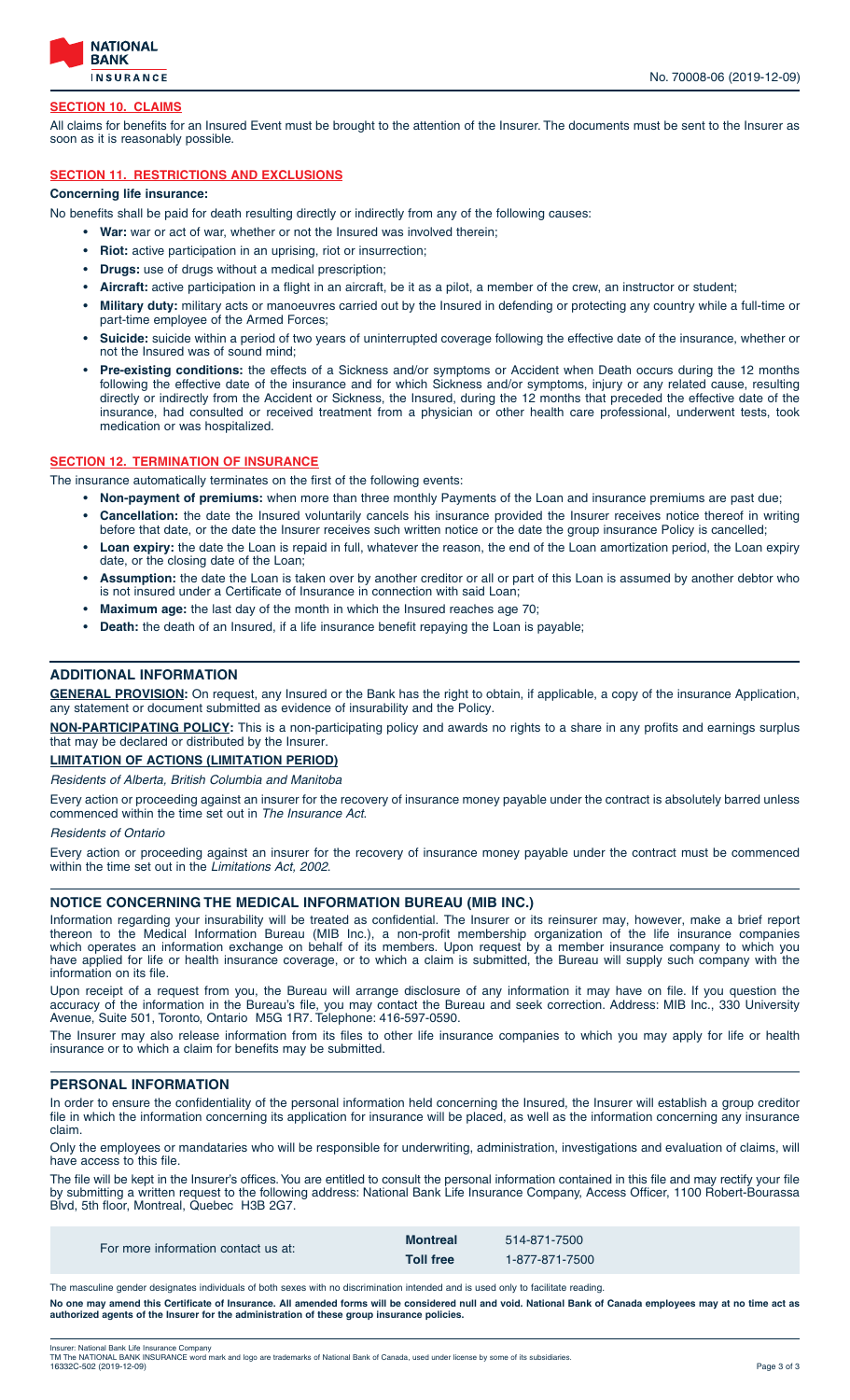## SECTION 10. CLAIMS

All claims for benefits for an Insured Event must be brought to the attention of the Insurer. The documents must be sent to the Insurer as soon as it is reasonably possible.

## SECTION 11. RESTRICTIONS AND EXCLUSIONS

**Concerning life insurance:**

No benefits shall be paid for death resulting directly or indirectly from any of the following causes:

- **War:** war or act of war, whether or not the Insured was involved therein;
- **Riot:** active participation in an uprising, riot or insurrection;
- **Drugs:** use of drugs without a medical prescription;
- **Aircraft:** active participation in a flight in an aircraft, be it as a pilot, a member of the crew, an instructor or student;
- **Military duty:** military acts or manoeuvres carried out by the Insured in defending or protecting any country while a full-time or part-time employee of the Armed Forces;
- **Suicide:** suicide within a period of two years of uninterrupted coverage following the effective date of the insurance, whether or not the Insured was of sound mind;
- **Pre-existing conditions:** the effects of a Sickness and/or symptoms or Accident when Death occurs during the 12 months following the effective date of the insurance and for which Sickness and/or symptoms, injury or any related cause, resulting directly or indirectly from the Accident or Sickness, the Insured, during the 12 months that preceded the effective date of the insurance, had consulted or received treatment from a physician or other health care professional, underwent tests, took medication or was hospitalized.

## SECTION 12. TERMINATION OF INSURANCE

The insurance automatically terminates on the first of the following events:

- **Non-payment of premiums:** when more than three monthly Payments of the Loan and insurance premiums are past due;
- **Cancellation:** the date the Insured voluntarily cancels his insurance provided the Insurer receives notice thereof in writing before that date, or the date the Insurer receives such written notice or the date the group insurance Policy is cancelled;
- **Loan expiry:** the date the Loan is repaid in full, whatever the reason, the end of the Loan amortization period, the Loan expiry date, or the closing date of the Loan;
- **Assumption:** the date the Loan is taken over by another creditor or all or part of this Loan is assumed by another debtor who is not insured under a Certificate of Insurance in connection with said Loan;
- **Maximum age:** the last day of the month in which the Insured reaches age 70;
- **Death:** the death of an Insured, if a life insurance benefit repaying the Loan is payable;

## ADDITIONAL INFORMATION

**GENERAL PROVISION:** On request, any Insured or the Bank has the right to obtain, if applicable, a copy of the insurance Application, any statement or document submitted as evidence of insurability and the Policy.

**NON-PARTICIPATING POLICY:** This is a non-participating policy and awards no rights to a share in any profits and earnings surplus that may be declared or distributed by the Insurer.

**LIMITATION OF ACTIONS (LIMITATION PERIOD)**

*Residents of Alberta, British Columbia and Manitoba*

Every action or proceeding against an insurer for the recovery of insurance money payable under the contract is absolutely barred unless commenced within the time set out in *The Insurance Act*.

*Residents of Ontario*

Every action or proceeding against an insurer for the recovery of insurance money payable under the contract must be commenced within the time set out in the *Limitations Act, 2002*.

## NOTICE CONCERNING THE MEDICAL INFORMATION BUREAU (MIB INC.)

Information regarding your insurability will be treated as confidential. The Insurer or its reinsurer may, however, make a brief report thereon to the Medical Information Bureau (MIB Inc.), a non-profit membership organization of the life insurance companies which operates an information exchange on behalf of its members. Upon request by a member insurance company to which you have applied for life or health insurance coverage, or to which a claim is submitted, the Bureau will supply such company with the information on its file.

Upon receipt of a request from you, the Bureau will arrange disclosure of any information it may have on file. If you question the accuracy of the information in the Bureau's file, you may contact the Bureau and seek correction. Address: MIB Inc., 330 University Avenue, Suite 501, Toronto, Ontario M5G 1R7. Telephone: 416-597-0590.

The Insurer may also release information from its files to other life insurance companies to which you may apply for life or health insurance or to which a claim for benefits may be submitted.

## PERSONAL INFORMATION

In order to ensure the confidentiality of the personal information held concerning the Insured, the Insurer will establish a group creditor file in which the information concerning its application for insurance will be placed, as well as the information concerning any insurance claim.

Only the employees or mandataries who will be responsible for underwriting, administration, investigations and evaluation of claims, will have access to this file.

The file will be kept in the Insurer's offices. You are entitled to consult the personal information contained in this file and may rectify your file by submitting a written request to the following address: National Bank Life Insurance Company, Access Officer, 1100 Robert-Bourassa Blvd, 5th floor, Montreal, Quebec H3B 2G7.

| | | |
|---|---|---|
| For more information contact us at: | **Montreal** | 514-871-7500 |
| | **Toll free** | 1-877-871-7500 |

The masculine gender designates individuals of both sexes with no discrimination intended and is used only to facilitate reading.

**No one may amend this Certificate of Insurance. All amended forms will be considered null and void. National Bank of Canada employees may at no time act as authorized agents of the Insurer for the administration of these group insurance policies.**

Insurer: National Bank Life Insurance Company
TM The NATIONAL BANK INSURANCE word mark and logo are trademarks of National Bank of Canada, used under license by some of its subsidiaries.
16332C-502 (2019-12-09)